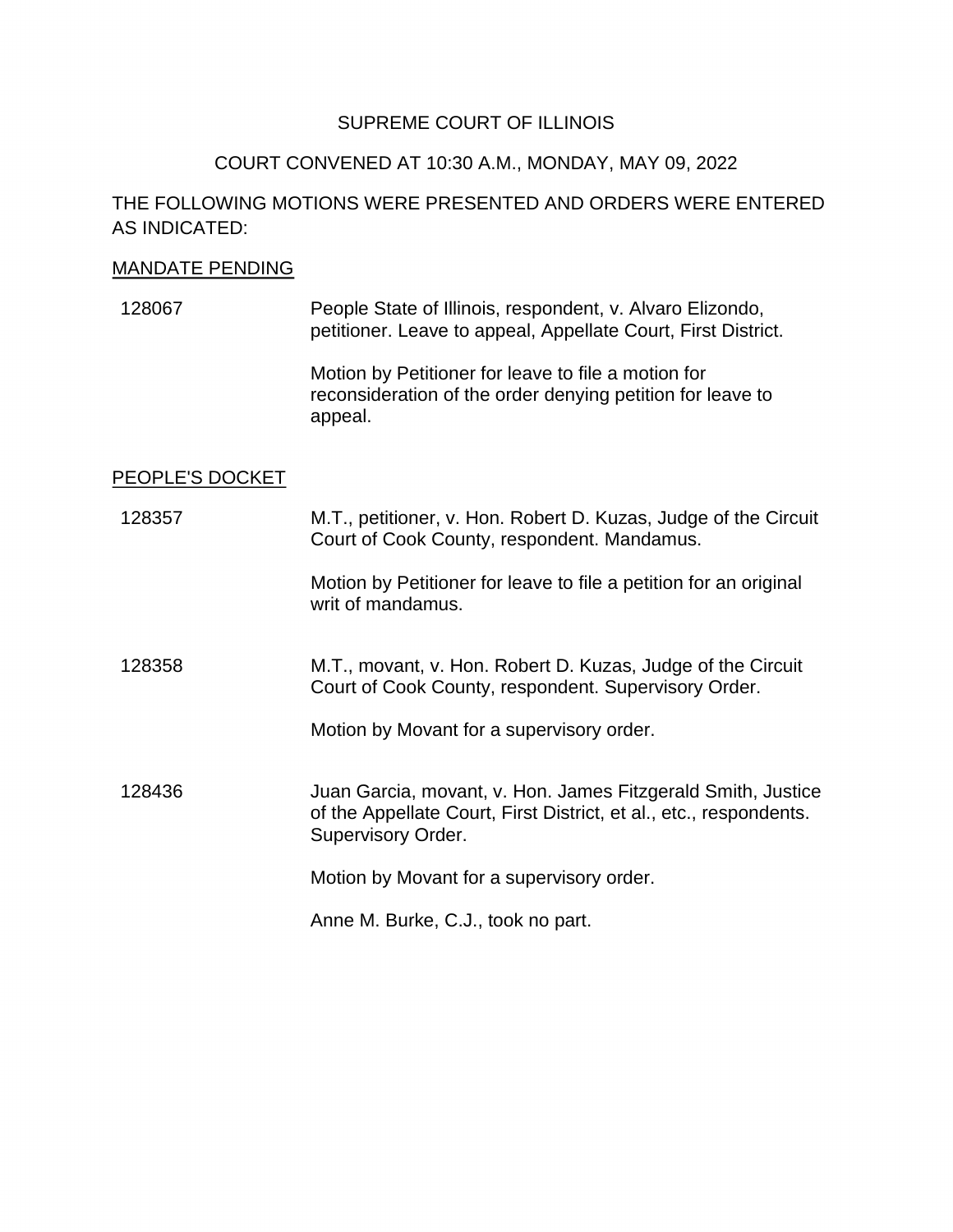SUPREME COURT OF ILLINOIS

COURT CONVENED AT 10:30 A.M., MONDAY, MAY 09, 2022

THE FOLLOWING MOTIONS WERE PRESENTED AND ORDERS WERE ENTERED AS INDICATED:

MANDATE PENDING

128067 — People State of Illinois, respondent, v. Alvaro Elizondo, petitioner. Leave to appeal, Appellate Court, First District.

Motion by Petitioner for leave to file a motion for reconsideration of the order denying petition for leave to appeal.

PEOPLE'S DOCKET

128357 — M.T., petitioner, v. Hon. Robert D. Kuzas, Judge of the Circuit Court of Cook County, respondent. Mandamus.

Motion by Petitioner for leave to file a petition for an original writ of mandamus.

128358 — M.T., movant, v. Hon. Robert D. Kuzas, Judge of the Circuit Court of Cook County, respondent. Supervisory Order.

Motion by Movant for a supervisory order.

128436 — Juan Garcia, movant, v. Hon. James Fitzgerald Smith, Justice of the Appellate Court, First District, et al., etc., respondents. Supervisory Order.

Motion by Movant for a supervisory order.

Anne M. Burke, C.J., took no part.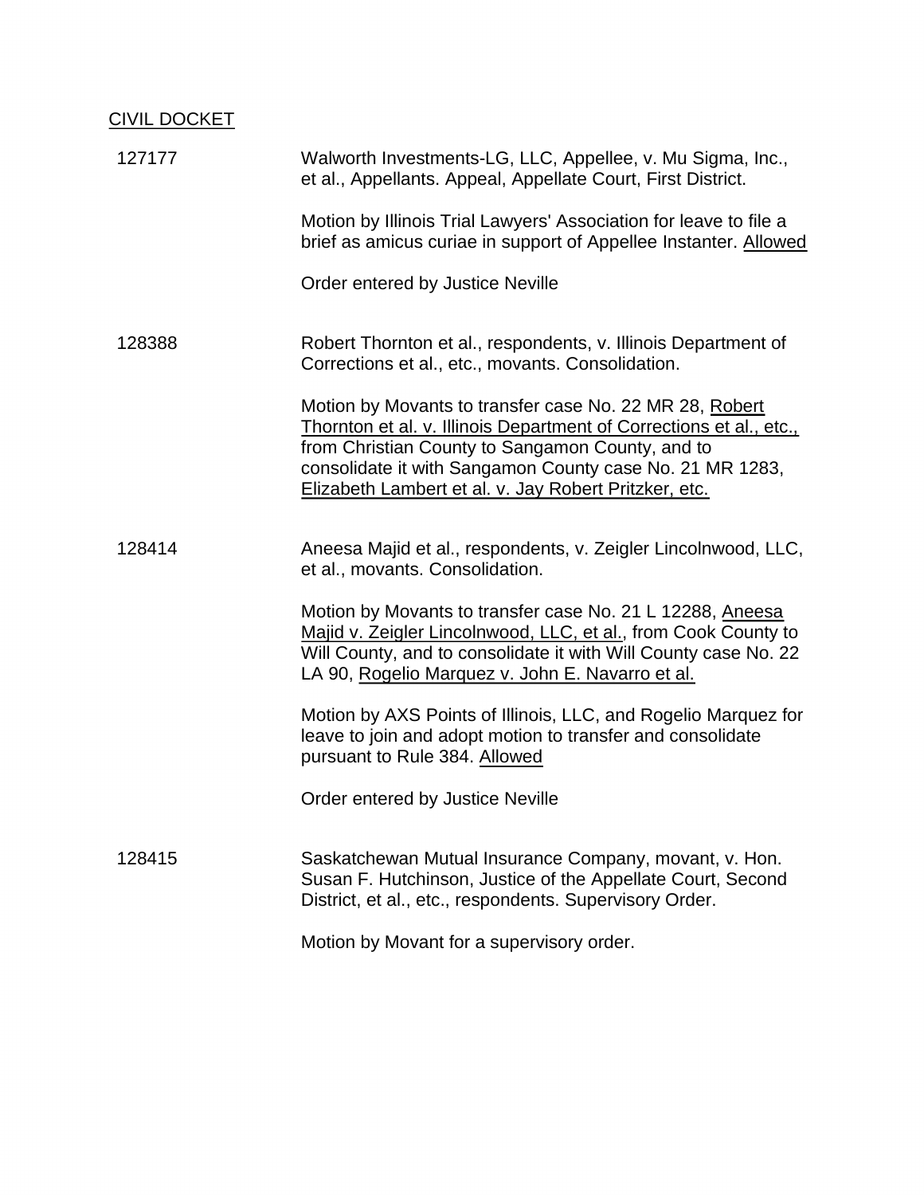CIVIL DOCKET

127177 Walworth Investments-LG, LLC, Appellee, v. Mu Sigma, Inc., et al., Appellants. Appeal, Appellate Court, First District.

Motion by Illinois Trial Lawyers' Association for leave to file a brief as amicus curiae in support of Appellee Instanter. Allowed

Order entered by Justice Neville

128388 Robert Thornton et al., respondents, v. Illinois Department of Corrections et al., etc., movants. Consolidation.

Motion by Movants to transfer case No. 22 MR 28, Robert Thornton et al. v. Illinois Department of Corrections et al., etc., from Christian County to Sangamon County, and to consolidate it with Sangamon County case No. 21 MR 1283, Elizabeth Lambert et al. v. Jay Robert Pritzker, etc.

128414 Aneesa Majid et al., respondents, v. Zeigler Lincolnwood, LLC, et al., movants. Consolidation.

Motion by Movants to transfer case No. 21 L 12288, Aneesa Majid v. Zeigler Lincolnwood, LLC, et al., from Cook County to Will County, and to consolidate it with Will County case No. 22 LA 90, Rogelio Marquez v. John E. Navarro et al.

Motion by AXS Points of Illinois, LLC, and Rogelio Marquez for leave to join and adopt motion to transfer and consolidate pursuant to Rule 384. Allowed

Order entered by Justice Neville

128415 Saskatchewan Mutual Insurance Company, movant, v. Hon. Susan F. Hutchinson, Justice of the Appellate Court, Second District, et al., etc., respondents. Supervisory Order.

Motion by Movant for a supervisory order.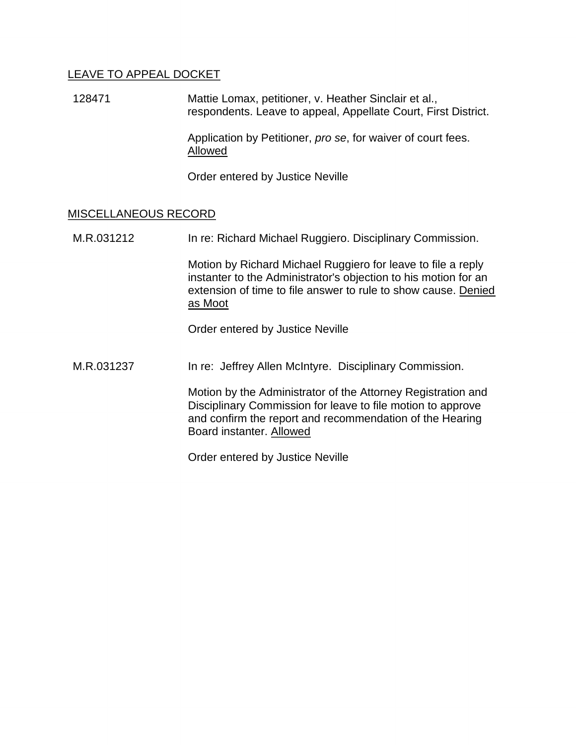LEAVE TO APPEAL DOCKET

128471 Mattie Lomax, petitioner, v. Heather Sinclair et al., respondents. Leave to appeal, Appellate Court, First District.

Application by Petitioner, *pro se*, for waiver of court fees. Allowed

Order entered by Justice Neville

MISCELLANEOUS RECORD

M.R.031212 In re: Richard Michael Ruggiero. Disciplinary Commission.

Motion by Richard Michael Ruggiero for leave to file a reply instanter to the Administrator's objection to his motion for an extension of time to file answer to rule to show cause. Denied as Moot

Order entered by Justice Neville

M.R.031237 In re: Jeffrey Allen McIntyre. Disciplinary Commission.

Motion by the Administrator of the Attorney Registration and Disciplinary Commission for leave to file motion to approve and confirm the report and recommendation of the Hearing Board instanter. Allowed

Order entered by Justice Neville